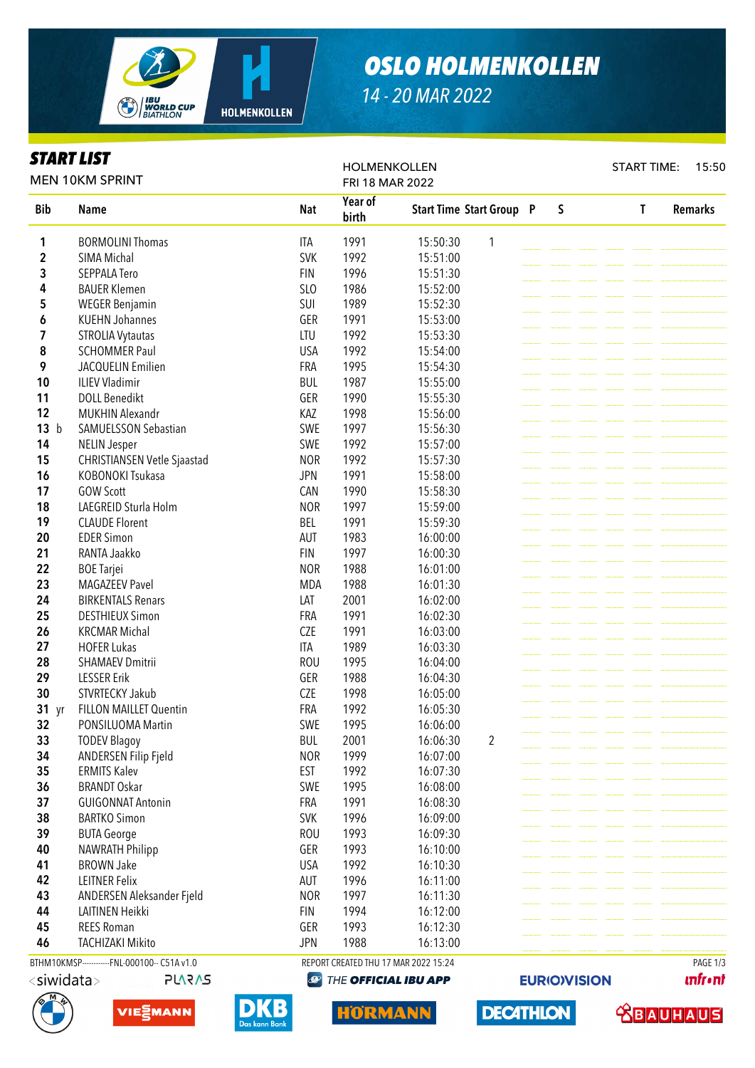# OSLO HOLMENKOLLEN

14 - 20 MAR 2022

## START LIST

MEN 10KM SPRINT

HOLMENKOLLEN
FRI 18 MAR 2022

START TIME: 15:50

| Bib | Name | Nat | Year of birth | Start Time | Start Group | P | S | T | Remarks |
|---|---|---|---|---|---|---|---|---|---|
| 1 | BORMOLINI Thomas | ITA | 1991 | 15:50:30 | 1 | | | | |
| 2 | SIMA Michal | SVK | 1992 | 15:51:00 | | | | | |
| 3 | SEPPALA Tero | FIN | 1996 | 15:51:30 | | | | | |
| 4 | BAUER Klemen | SLO | 1986 | 15:52:00 | | | | | |
| 5 | WEGER Benjamin | SUI | 1989 | 15:52:30 | | | | | |
| 6 | KUEHN Johannes | GER | 1991 | 15:53:00 | | | | | |
| 7 | STROLIA Vytautas | LTU | 1992 | 15:53:30 | | | | | |
| 8 | SCHOMMER Paul | USA | 1992 | 15:54:00 | | | | | |
| 9 | JACQUELIN Emilien | FRA | 1995 | 15:54:30 | | | | | |
| 10 | ILIEV Vladimir | BUL | 1987 | 15:55:00 | | | | | |
| 11 | DOLL Benedikt | GER | 1990 | 15:55:30 | | | | | |
| 12 | MUKHIN Alexandr | KAZ | 1998 | 15:56:00 | | | | | |
| 13 b | SAMUELSSON Sebastian | SWE | 1997 | 15:56:30 | | | | | |
| 14 | NELIN Jesper | SWE | 1992 | 15:57:00 | | | | | |
| 15 | CHRISTIANSEN Vetle Sjaastad | NOR | 1992 | 15:57:30 | | | | | |
| 16 | KOBONOKI Tsukasa | JPN | 1991 | 15:58:00 | | | | | |
| 17 | GOW Scott | CAN | 1990 | 15:58:30 | | | | | |
| 18 | LAEGREID Sturla Holm | NOR | 1997 | 15:59:00 | | | | | |
| 19 | CLAUDE Florent | BEL | 1991 | 15:59:30 | | | | | |
| 20 | EDER Simon | AUT | 1983 | 16:00:00 | | | | | |
| 21 | RANTA Jaakko | FIN | 1997 | 16:00:30 | | | | | |
| 22 | BOE Tarjei | NOR | 1988 | 16:01:00 | | | | | |
| 23 | MAGAZEEV Pavel | MDA | 1988 | 16:01:30 | | | | | |
| 24 | BIRKENTALS Renars | LAT | 2001 | 16:02:00 | | | | | |
| 25 | DESTHIEUX Simon | FRA | 1991 | 16:02:30 | | | | | |
| 26 | KRCMAR Michal | CZE | 1991 | 16:03:00 | | | | | |
| 27 | HOFER Lukas | ITA | 1989 | 16:03:30 | | | | | |
| 28 | SHAMAEV Dmitrii | ROU | 1995 | 16:04:00 | | | | | |
| 29 | LESSER Erik | GER | 1988 | 16:04:30 | | | | | |
| 30 | STVRTECKY Jakub | CZE | 1998 | 16:05:00 | | | | | |
| 31 yr | FILLON MAILLET Quentin | FRA | 1992 | 16:05:30 | | | | | |
| 32 | PONSILUOMA Martin | SWE | 1995 | 16:06:00 | | | | | |
| 33 | TODEV Blagoy | BUL | 2001 | 16:06:30 | 2 | | | | |
| 34 | ANDERSEN Filip Fjeld | NOR | 1999 | 16:07:00 | | | | | |
| 35 | ERMITS Kalev | EST | 1992 | 16:07:30 | | | | | |
| 36 | BRANDT Oskar | SWE | 1995 | 16:08:00 | | | | | |
| 37 | GUIGONNAT Antonin | FRA | 1991 | 16:08:30 | | | | | |
| 38 | BARTKO Simon | SVK | 1996 | 16:09:00 | | | | | |
| 39 | BUTA George | ROU | 1993 | 16:09:30 | | | | | |
| 40 | NAWRATH Philipp | GER | 1993 | 16:10:00 | | | | | |
| 41 | BROWN Jake | USA | 1992 | 16:10:30 | | | | | |
| 42 | LEITNER Felix | AUT | 1996 | 16:11:00 | | | | | |
| 43 | ANDERSEN Aleksander Fjeld | NOR | 1997 | 16:11:30 | | | | | |
| 44 | LAITINEN Heikki | FIN | 1994 | 16:12:00 | | | | | |
| 45 | REES Roman | GER | 1993 | 16:12:30 | | | | | |
| 46 | TACHIZAKI Mikito | JPN | 1988 | 16:13:00 | | | | | |

BTHM10KMSP-----------FNL-000100-- C51A v1.0    REPORT CREATED THU 17 MAR 2022 15:24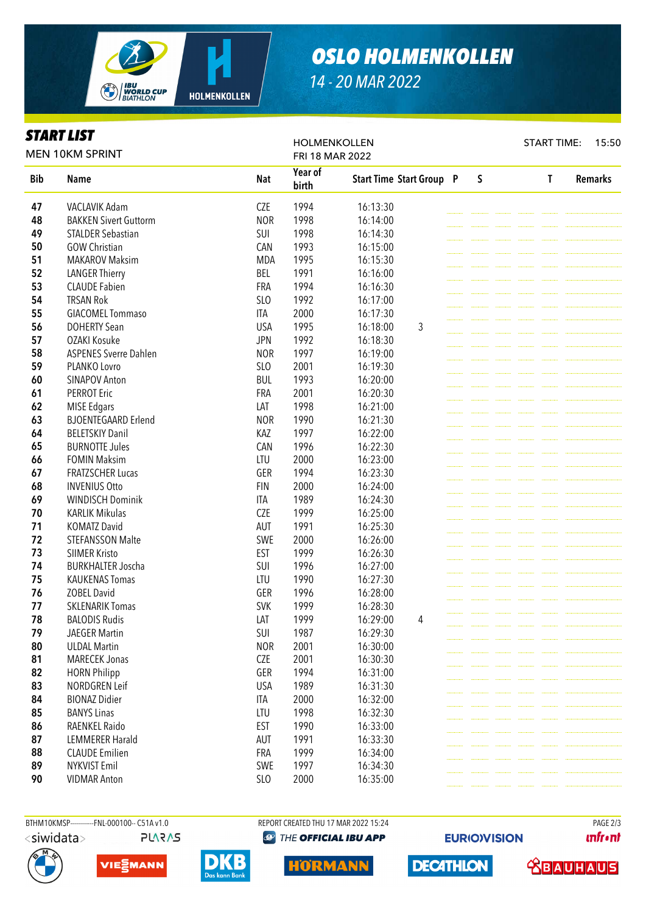# OSLO HOLMENKOLLEN

14 - 20 MAR 2022

## START LIST

MEN 10KM SPRINT

HOLMENKOLLEN
FRI 18 MAR 2022

START TIME: 15:50

| Bib | Name | Nat | Year of birth | Start Time | Start Group | P | S | T | Remarks |
|---|---|---|---|---|---|---|---|---|---|
| 47 | VACLAVIK Adam | CZE | 1994 | 16:13:30 | | | | | |
| 48 | BAKKEN Sivert Guttorm | NOR | 1998 | 16:14:00 | | | | | |
| 49 | STALDER Sebastian | SUI | 1998 | 16:14:30 | | | | | |
| 50 | GOW Christian | CAN | 1993 | 16:15:00 | | | | | |
| 51 | MAKAROV Maksim | MDA | 1995 | 16:15:30 | | | | | |
| 52 | LANGER Thierry | BEL | 1991 | 16:16:00 | | | | | |
| 53 | CLAUDE Fabien | FRA | 1994 | 16:16:30 | | | | | |
| 54 | TRSAN Rok | SLO | 1992 | 16:17:00 | | | | | |
| 55 | GIACOMEL Tommaso | ITA | 2000 | 16:17:30 | | | | | |
| 56 | DOHERTY Sean | USA | 1995 | 16:18:00 | 3 | | | | |
| 57 | OZAKI Kosuke | JPN | 1992 | 16:18:30 | | | | | |
| 58 | ASPENES Sverre Dahlen | NOR | 1997 | 16:19:00 | | | | | |
| 59 | PLANKO Lovro | SLO | 2001 | 16:19:30 | | | | | |
| 60 | SINAPOV Anton | BUL | 1993 | 16:20:00 | | | | | |
| 61 | PERROT Eric | FRA | 2001 | 16:20:30 | | | | | |
| 62 | MISE Edgars | LAT | 1998 | 16:21:00 | | | | | |
| 63 | BJOENTEGAARD Erlend | NOR | 1990 | 16:21:30 | | | | | |
| 64 | BELETSKIY Danil | KAZ | 1997 | 16:22:00 | | | | | |
| 65 | BURNOTTE Jules | CAN | 1996 | 16:22:30 | | | | | |
| 66 | FOMIN Maksim | LTU | 2000 | 16:23:00 | | | | | |
| 67 | FRATZSCHER Lucas | GER | 1994 | 16:23:30 | | | | | |
| 68 | INVENIUS Otto | FIN | 2000 | 16:24:00 | | | | | |
| 69 | WINDISCH Dominik | ITA | 1989 | 16:24:30 | | | | | |
| 70 | KARLIK Mikulas | CZE | 1999 | 16:25:00 | | | | | |
| 71 | KOMATZ David | AUT | 1991 | 16:25:30 | | | | | |
| 72 | STEFANSSON Malte | SWE | 2000 | 16:26:00 | | | | | |
| 73 | SIIMER Kristo | EST | 1999 | 16:26:30 | | | | | |
| 74 | BURKHALTER Joscha | SUI | 1996 | 16:27:00 | | | | | |
| 75 | KAUKENAS Tomas | LTU | 1990 | 16:27:30 | | | | | |
| 76 | ZOBEL David | GER | 1996 | 16:28:00 | | | | | |
| 77 | SKLENARIK Tomas | SVK | 1999 | 16:28:30 | | | | | |
| 78 | BALODIS Rudis | LAT | 1999 | 16:29:00 | 4 | | | | |
| 79 | JAEGER Martin | SUI | 1987 | 16:29:30 | | | | | |
| 80 | ULDAL Martin | NOR | 2001 | 16:30:00 | | | | | |
| 81 | MARECEK Jonas | CZE | 2001 | 16:30:30 | | | | | |
| 82 | HORN Philipp | GER | 1994 | 16:31:00 | | | | | |
| 83 | NORDGREN Leif | USA | 1989 | 16:31:30 | | | | | |
| 84 | BIONAZ Didier | ITA | 2000 | 16:32:00 | | | | | |
| 85 | BANYS Linas | LTU | 1998 | 16:32:30 | | | | | |
| 86 | RAENKEL Raido | EST | 1990 | 16:33:00 | | | | | |
| 87 | LEMMERER Harald | AUT | 1991 | 16:33:30 | | | | | |
| 88 | CLAUDE Emilien | FRA | 1999 | 16:34:00 | | | | | |
| 89 | NYKVIST Emil | SWE | 1997 | 16:34:30 | | | | | |
| 90 | VIDMAR Anton | SLO | 2000 | 16:35:00 | | | | | |

BTHM10KMSP-----------FNL-000100-- C51A v1.0

REPORT CREATED THU 17 MAR 2022 15:24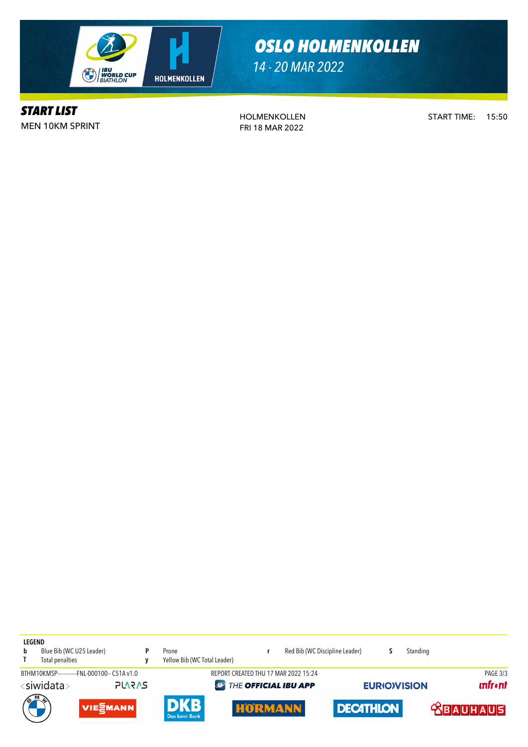# OSLO HOLMENKOLLEN

14 - 20 MAR 2022

## START LIST

MEN 10KM SPRINT

HOLMENKOLLEN
FRI 18 MAR 2022

START TIME: 15:50

**LEGEND**

| | | | | | | | |
|---|---|---|---|---|---|---|---|
| **b** | Blue Bib (WC U25 Leader) | **P** | Prone | **r** | Red Bib (WC Discipline Leader) | **S** | Standing |
| **T** | Total penalties | **y** | Yellow Bib (WC Total Leader) | | | | |

BTHM10KMSP-----------FNL-000100-- C51A v1.0

REPORT CREATED THU 17 MAR 2022 15:24